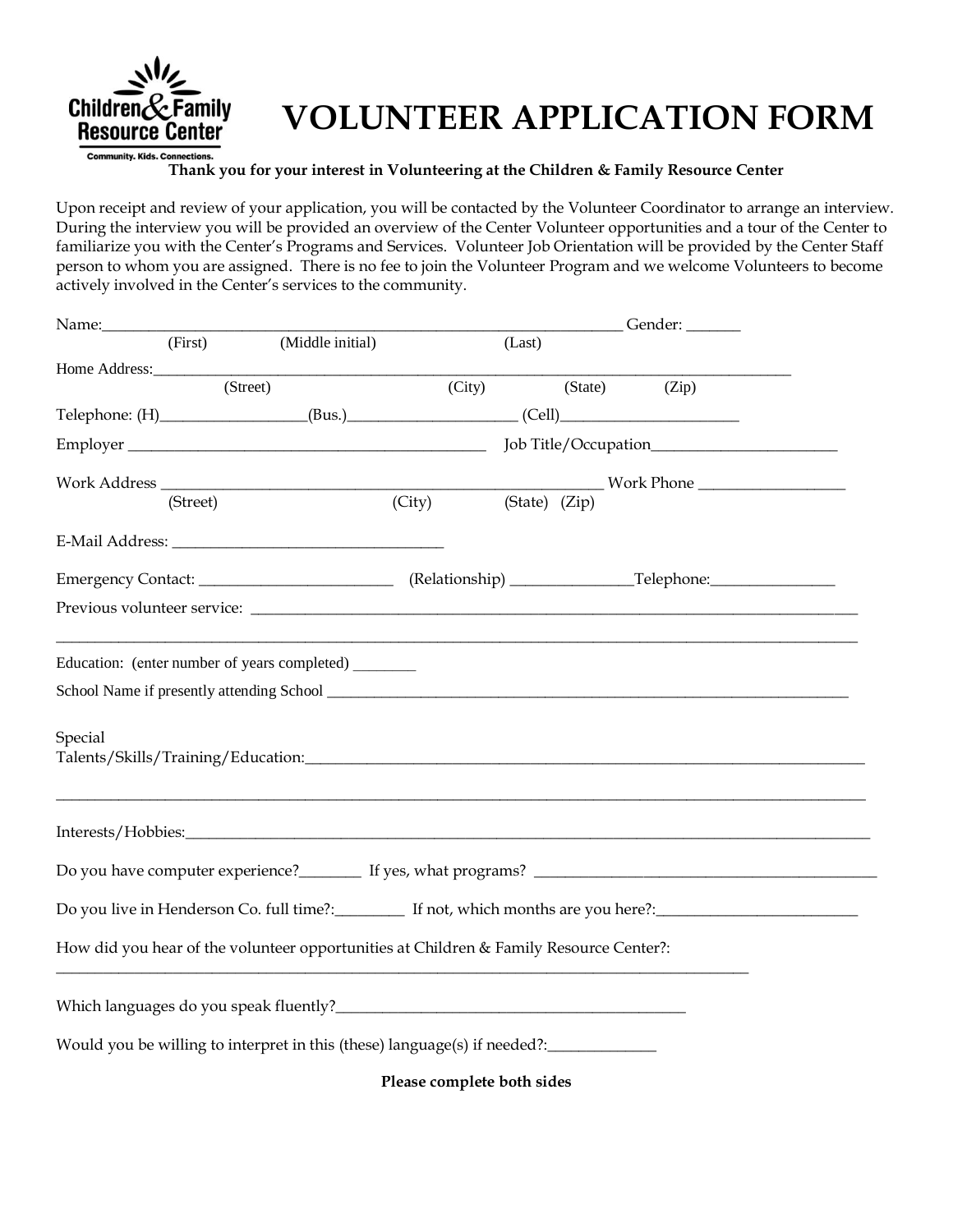Children & Family Resource Center

Community. Kids. Connections.

# VOLUNTEER APPLICATION FORM

**Thank you for your interest in Volunteering at the Children & Family Resource Center**

Upon receipt and review of your application, you will be contacted by the Volunteer Coordinator to arrange an interview. During the interview you will be provided an overview of the Center Volunteer opportunities and a tour of the Center to familiarize you with the Center's Programs and Services. Volunteer Job Orientation will be provided by the Center Staff person to whom you are assigned. There is no fee to join the Volunteer Program and we welcome Volunteers to become actively involved in the Center's services to the community.

Name:_________________________________________________________________ Gender: _______
(First) (Middle initial) (Last)

Home Address:__________________________________________________________________________________
(Street) (City) (State) (Zip)

Telephone: (H)__________________(Bus.)_____________________ (Cell)______________________

Employer _______________________________________________ Job Title/Occupation________________________

Work Address _________________________________________________________ Work Phone ___________________
(Street) (City) (State) (Zip)

E-Mail Address: __________________________________

Emergency Contact: ________________________ (Relationship) _______________Telephone:________________

Previous volunteer service: ________________________________________________________________________________

_____________________________________________________________________________________________________

Education: (enter number of years completed) ________

School Name if presently attending School ________________________________________________________________________

Special Talents/Skills/Training/Education:________________________________________________________________________

_____________________________________________________________________________________________________

Interests/Hobbies:____________________________________________________________________________________________

Do you have computer experience?________ If yes, what programs? ____________________________________________

Do you live in Henderson Co. full time?:_________ If not, which months are you here?:__________________________

How did you hear of the volunteer opportunities at Children & Family Resource Center?:
_____________________________________________________________________________________________

Which languages do you speak fluently?_____________________________________________

Would you be willing to interpret in this (these) language(s) if needed?:_____________

**Please complete both sides**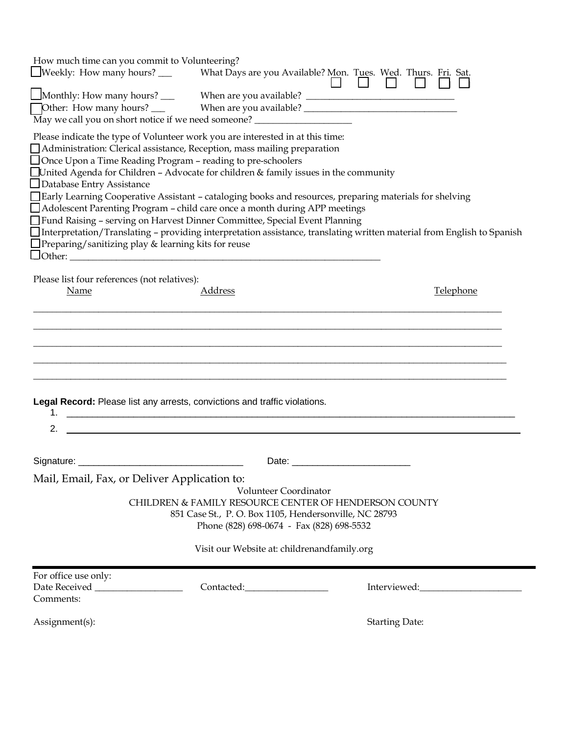How much time can you commit to Volunteering?

☐ Weekly: How many hours? ___ What Days are you Available? Mon. ☐ Tues. ☐ Wed. ☐ Thurs. ☐ Fri. ☐ Sat. ☐

☐ Monthly: How many hours? ___ When are you available? ________________________________

☐ Other: How many hours? ___ When are you available? ________________________________

May we call you on short notice if we need someone? ____________________

Please indicate the type of Volunteer work you are interested in at this time:

☐ Administration: Clerical assistance, Reception, mass mailing preparation
☐ Once Upon a Time Reading Program – reading to pre-schoolers
☐ United Agenda for Children – Advocate for children & family issues in the community
☐ Database Entry Assistance
☐ Early Learning Cooperative Assistant – cataloging books and resources, preparing materials for shelving
☐ Adolescent Parenting Program – child care once a month during APP meetings
☐ Fund Raising – serving on Harvest Dinner Committee, Special Event Planning
☐ Interpretation/Translating – providing interpretation assistance, translating written material from English to Spanish
☐ Preparing/sanitizing play & learning kits for reuse
☐ Other: ______________________________________________________________________

Please list four references (not relatives):

| Name | Address | Telephone |
|---|---|---|
| | | |
| | | |
| | | |
| | | |
| | | |

**Legal Record:** Please list any arrests, convictions and traffic violations.

1. ______________________________________________________________________
2. ______________________________________________________________________

Signature: ________________________________ Date: _______________________

Mail, Email, Fax, or Deliver Application to:

Volunteer Coordinator
CHILDREN & FAMILY RESOURCE CENTER OF HENDERSON COUNTY
851 Case St., P. O. Box 1105, Hendersonville, NC 28793
Phone (828) 698-0674 - Fax (828) 698-5532

Visit our Website at: childrenandfamily.org

---

For office use only:

Date Received __________________ Contacted:__________________ Interviewed:______________________

Comments:

Assignment(s): Starting Date: